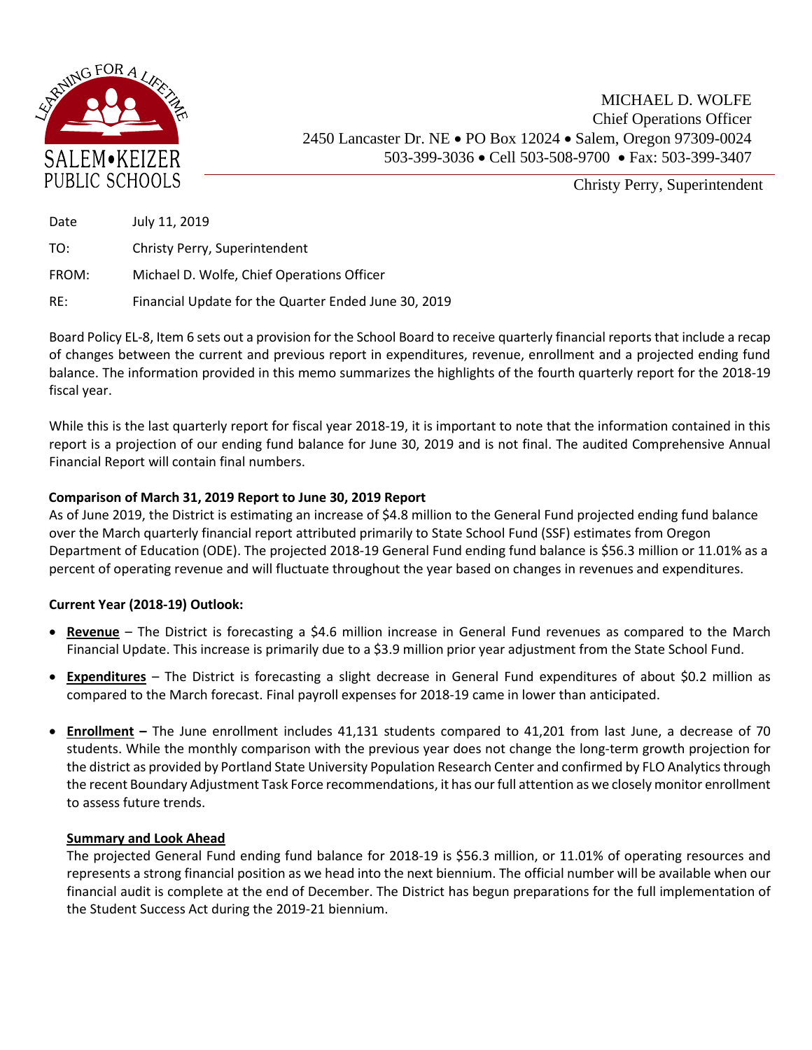SALEM•KEIZER PUBLIC SCHOOLS

LEARNING FOR A LIFETIME

MICHAEL D. WOLFE
Chief Operations Officer
2450 Lancaster Dr. NE • PO Box 12024 • Salem, Oregon 97309-0024
503-399-3036 • Cell 503-508-9700 • Fax: 503-399-3407

Christy Perry, Superintendent

| | |
|---|---|
| Date | July 11, 2019 |
| TO: | Christy Perry, Superintendent |
| FROM: | Michael D. Wolfe, Chief Operations Officer |
| RE: | Financial Update for the Quarter Ended June 30, 2019 |

Board Policy EL-8, Item 6 sets out a provision for the School Board to receive quarterly financial reports that include a recap of changes between the current and previous report in expenditures, revenue, enrollment and a projected ending fund balance. The information provided in this memo summarizes the highlights of the fourth quarterly report for the 2018-19 fiscal year.

While this is the last quarterly report for fiscal year 2018-19, it is important to note that the information contained in this report is a projection of our ending fund balance for June 30, 2019 and is not final. The audited Comprehensive Annual Financial Report will contain final numbers.

**Comparison of March 31, 2019 Report to June 30, 2019 Report**

As of June 2019, the District is estimating an increase of $4.8 million to the General Fund projected ending fund balance over the March quarterly financial report attributed primarily to State School Fund (SSF) estimates from Oregon Department of Education (ODE). The projected 2018-19 General Fund ending fund balance is $56.3 million or 11.01% as a percent of operating revenue and will fluctuate throughout the year based on changes in revenues and expenditures.

**Current Year (2018-19) Outlook:**

- **Revenue** – The District is forecasting a $4.6 million increase in General Fund revenues as compared to the March Financial Update. This increase is primarily due to a $3.9 million prior year adjustment from the State School Fund.
- **Expenditures** – The District is forecasting a slight decrease in General Fund expenditures of about $0.2 million as compared to the March forecast. Final payroll expenses for 2018-19 came in lower than anticipated.
- **Enrollment –** The June enrollment includes 41,131 students compared to 41,201 from last June, a decrease of 70 students. While the monthly comparison with the previous year does not change the long-term growth projection for the district as provided by Portland State University Population Research Center and confirmed by FLO Analytics through the recent Boundary Adjustment Task Force recommendations, it has our full attention as we closely monitor enrollment to assess future trends.

**Summary and Look Ahead**

The projected General Fund ending fund balance for 2018-19 is $56.3 million, or 11.01% of operating resources and represents a strong financial position as we head into the next biennium. The official number will be available when our financial audit is complete at the end of December. The District has begun preparations for the full implementation of the Student Success Act during the 2019-21 biennium.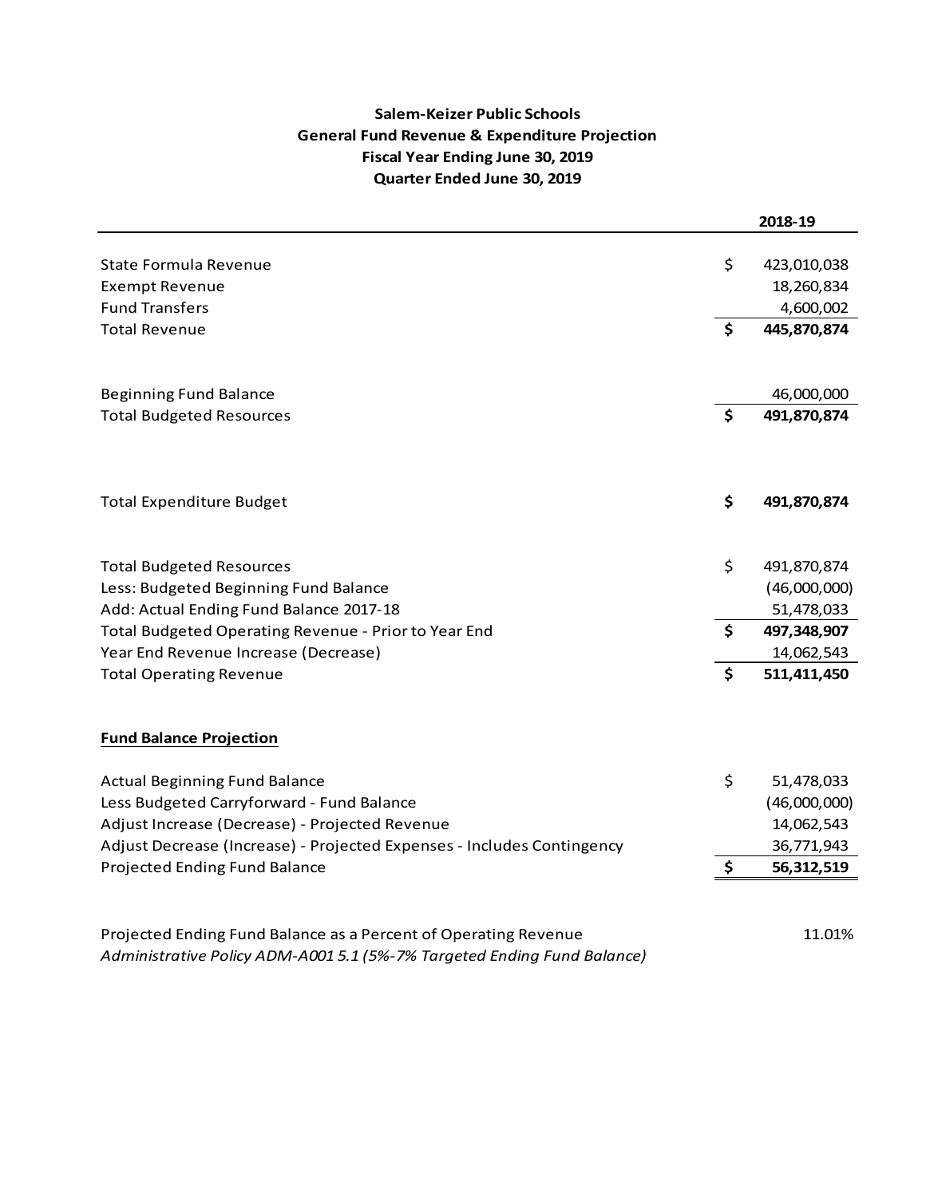**Salem-Keizer Public Schools**
**General Fund Revenue & Expenditure Projection**
**Fiscal Year Ending June 30, 2019**
**Quarter Ended June 30, 2019**

| | | 2018-19 |
|---|---|---|
| State Formula Revenue | $ | 423,010,038 |
| Exempt Revenue | | 18,260,834 |
| Fund Transfers | | 4,600,002 |
| Total Revenue | **$** | **445,870,874** |
| | | |
| Beginning Fund Balance | | 46,000,000 |
| Total Budgeted Resources | **$** | **491,870,874** |
| | | |
| Total Expenditure Budget | **$** | **491,870,874** |
| | | |
| Total Budgeted Resources | $ | 491,870,874 |
| Less: Budgeted Beginning Fund Balance | | (46,000,000) |
| Add: Actual Ending Fund Balance 2017-18 | | 51,478,033 |
| Total Budgeted Operating Revenue - Prior to Year End | **$** | **497,348,907** |
| Year End Revenue Increase (Decrease) | | 14,062,543 |
| Total Operating Revenue | **$** | **511,411,450** |

**Fund Balance Projection**

| | | |
|---|---|---|
| Actual Beginning Fund Balance | $ | 51,478,033 |
| Less Budgeted Carryforward - Fund Balance | | (46,000,000) |
| Adjust Increase (Decrease) - Projected Revenue | | 14,062,543 |
| Adjust Decrease (Increase) - Projected Expenses - Includes Contingency | | 36,771,943 |
| Projected Ending Fund Balance | **$** | **56,312,519** |

| | |
|---|---|
| Projected Ending Fund Balance as a Percent of Operating Revenue | 11.01% |
| *Administrative Policy ADM-A001 5.1 (5%-7% Targeted Ending Fund Balance)* | |